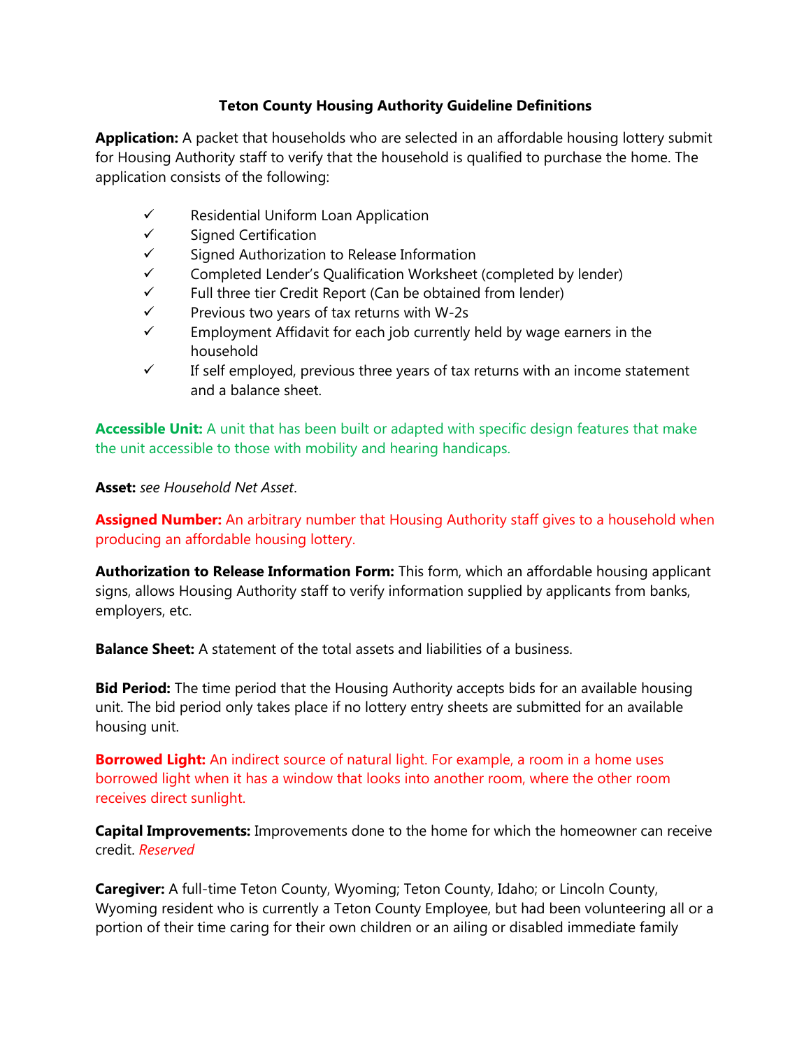# Teton County Housing Authority Guideline Definitions

**Application:** A packet that households who are selected in an affordable housing lottery submit for Housing Authority staff to verify that the household is qualified to purchase the home. The application consists of the following:

- ✓ Residential Uniform Loan Application
- ✓ Signed Certification
- ✓ Signed Authorization to Release Information
- ✓ Completed Lender's Qualification Worksheet (completed by lender)
- ✓ Full three tier Credit Report (Can be obtained from lender)
- ✓ Previous two years of tax returns with W-2s
- ✓ Employment Affidavit for each job currently held by wage earners in the household
- ✓ If self employed, previous three years of tax returns with an income statement and a balance sheet.

**Accessible Unit:** A unit that has been built or adapted with specific design features that make the unit accessible to those with mobility and hearing handicaps.

**Asset:** *see Household Net Asset*.

**Assigned Number:** An arbitrary number that Housing Authority staff gives to a household when producing an affordable housing lottery.

**Authorization to Release Information Form:** This form, which an affordable housing applicant signs, allows Housing Authority staff to verify information supplied by applicants from banks, employers, etc.

**Balance Sheet:** A statement of the total assets and liabilities of a business.

**Bid Period:** The time period that the Housing Authority accepts bids for an available housing unit. The bid period only takes place if no lottery entry sheets are submitted for an available housing unit.

**Borrowed Light:** An indirect source of natural light. For example, a room in a home uses borrowed light when it has a window that looks into another room, where the other room receives direct sunlight.

**Capital Improvements:** Improvements done to the home for which the homeowner can receive credit. *Reserved*

**Caregiver:** A full-time Teton County, Wyoming; Teton County, Idaho; or Lincoln County, Wyoming resident who is currently a Teton County Employee, but had been volunteering all or a portion of their time caring for their own children or an ailing or disabled immediate family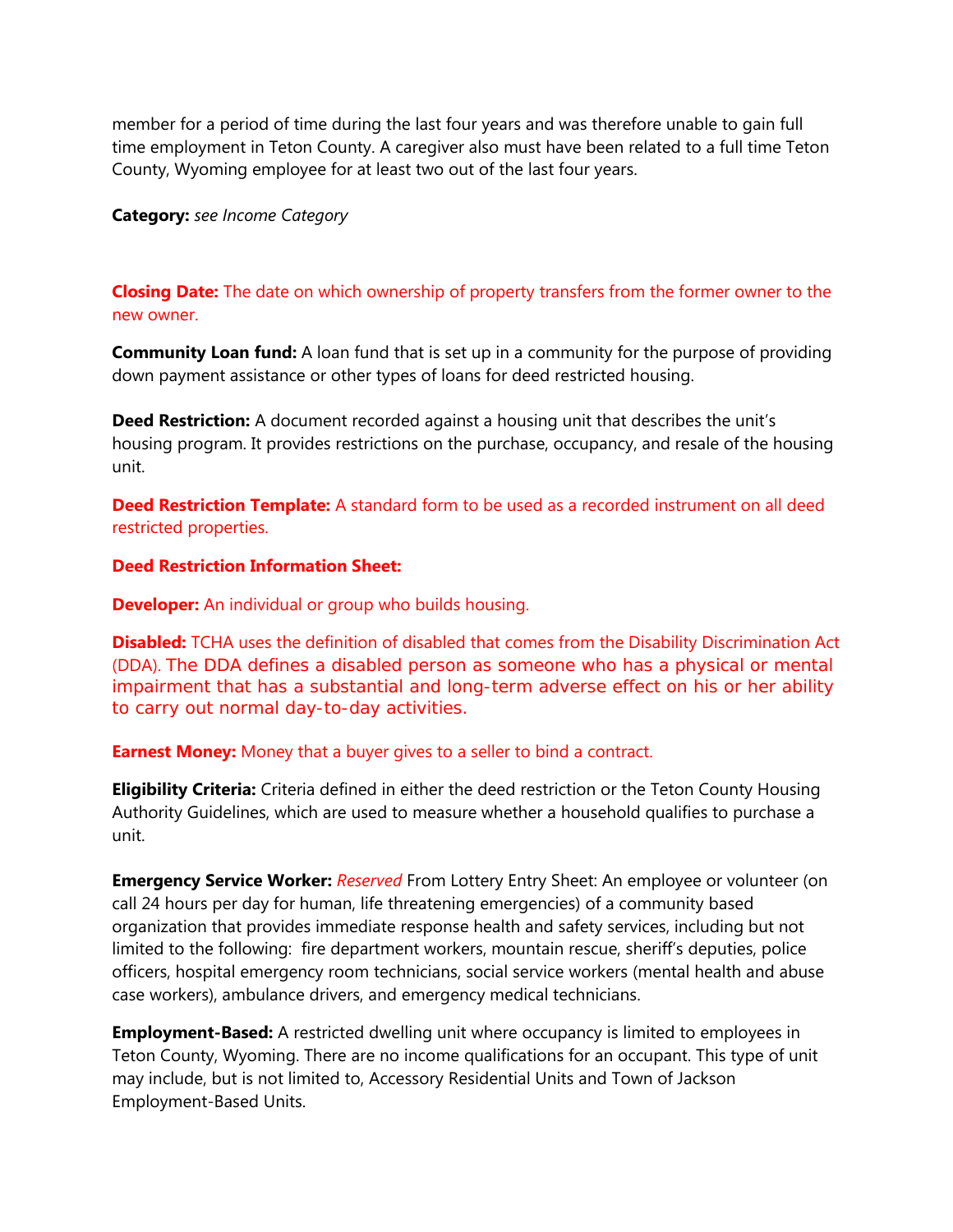member for a period of time during the last four years and was therefore unable to gain full time employment in Teton County. A caregiver also must have been related to a full time Teton County, Wyoming employee for at least two out of the last four years.

**Category:** *see Income Category*

**Closing Date:** The date on which ownership of property transfers from the former owner to the new owner.

**Community Loan fund:** A loan fund that is set up in a community for the purpose of providing down payment assistance or other types of loans for deed restricted housing.

**Deed Restriction:** A document recorded against a housing unit that describes the unit's housing program. It provides restrictions on the purchase, occupancy, and resale of the housing unit.

**Deed Restriction Template:** A standard form to be used as a recorded instrument on all deed restricted properties.

**Deed Restriction Information Sheet:**

**Developer:** An individual or group who builds housing.

**Disabled:** TCHA uses the definition of disabled that comes from the Disability Discrimination Act (DDA). The DDA defines a disabled person as someone who has a physical or mental impairment that has a substantial and long-term adverse effect on his or her ability to carry out normal day-to-day activities.

**Earnest Money:** Money that a buyer gives to a seller to bind a contract.

**Eligibility Criteria:** Criteria defined in either the deed restriction or the Teton County Housing Authority Guidelines, which are used to measure whether a household qualifies to purchase a unit.

**Emergency Service Worker:** *Reserved* From Lottery Entry Sheet: An employee or volunteer (on call 24 hours per day for human, life threatening emergencies) of a community based organization that provides immediate response health and safety services, including but not limited to the following: fire department workers, mountain rescue, sheriff's deputies, police officers, hospital emergency room technicians, social service workers (mental health and abuse case workers), ambulance drivers, and emergency medical technicians.

**Employment-Based:** A restricted dwelling unit where occupancy is limited to employees in Teton County, Wyoming. There are no income qualifications for an occupant. This type of unit may include, but is not limited to, Accessory Residential Units and Town of Jackson Employment-Based Units.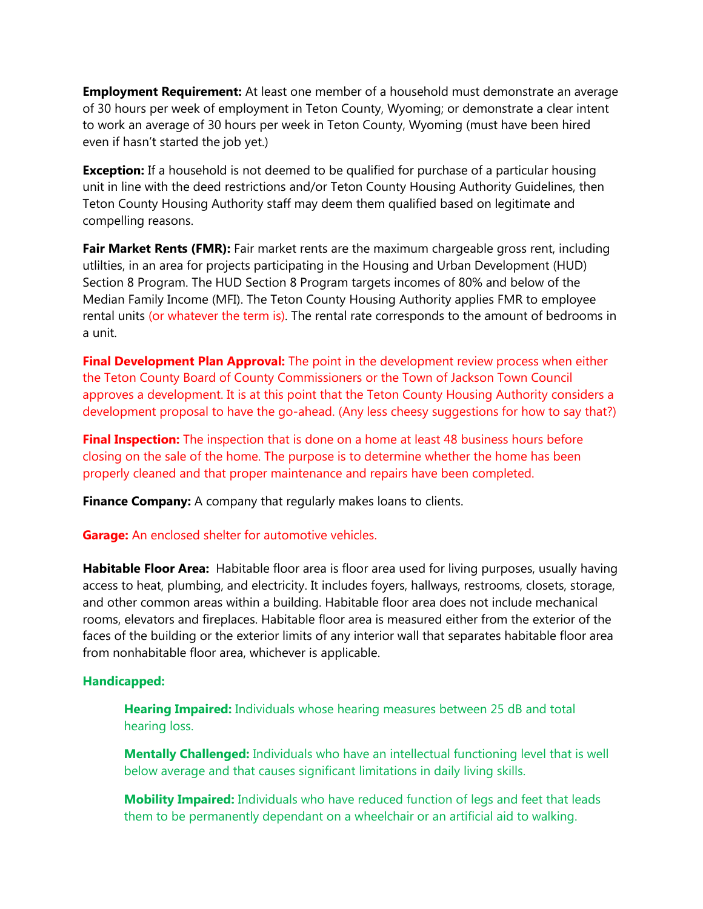**Employment Requirement:** At least one member of a household must demonstrate an average of 30 hours per week of employment in Teton County, Wyoming; or demonstrate a clear intent to work an average of 30 hours per week in Teton County, Wyoming (must have been hired even if hasn't started the job yet.)

**Exception:** If a household is not deemed to be qualified for purchase of a particular housing unit in line with the deed restrictions and/or Teton County Housing Authority Guidelines, then Teton County Housing Authority staff may deem them qualified based on legitimate and compelling reasons.

**Fair Market Rents (FMR):** Fair market rents are the maximum chargeable gross rent, including utlilties, in an area for projects participating in the Housing and Urban Development (HUD) Section 8 Program. The HUD Section 8 Program targets incomes of 80% and below of the Median Family Income (MFI). The Teton County Housing Authority applies FMR to employee rental units (or whatever the term is). The rental rate corresponds to the amount of bedrooms in a unit.

**Final Development Plan Approval:** The point in the development review process when either the Teton County Board of County Commissioners or the Town of Jackson Town Council approves a development. It is at this point that the Teton County Housing Authority considers a development proposal to have the go-ahead. (Any less cheesy suggestions for how to say that?)

**Final Inspection:** The inspection that is done on a home at least 48 business hours before closing on the sale of the home. The purpose is to determine whether the home has been properly cleaned and that proper maintenance and repairs have been completed.

**Finance Company:** A company that regularly makes loans to clients.

**Garage:** An enclosed shelter for automotive vehicles.

**Habitable Floor Area:** Habitable floor area is floor area used for living purposes, usually having access to heat, plumbing, and electricity. It includes foyers, hallways, restrooms, closets, storage, and other common areas within a building. Habitable floor area does not include mechanical rooms, elevators and fireplaces. Habitable floor area is measured either from the exterior of the faces of the building or the exterior limits of any interior wall that separates habitable floor area from nonhabitable floor area, whichever is applicable.

**Handicapped:**

> **Hearing Impaired:** Individuals whose hearing measures between 25 dB and total hearing loss.
>
> **Mentally Challenged:** Individuals who have an intellectual functioning level that is well below average and that causes significant limitations in daily living skills.
>
> **Mobility Impaired:** Individuals who have reduced function of legs and feet that leads them to be permanently dependant on a wheelchair or an artificial aid to walking.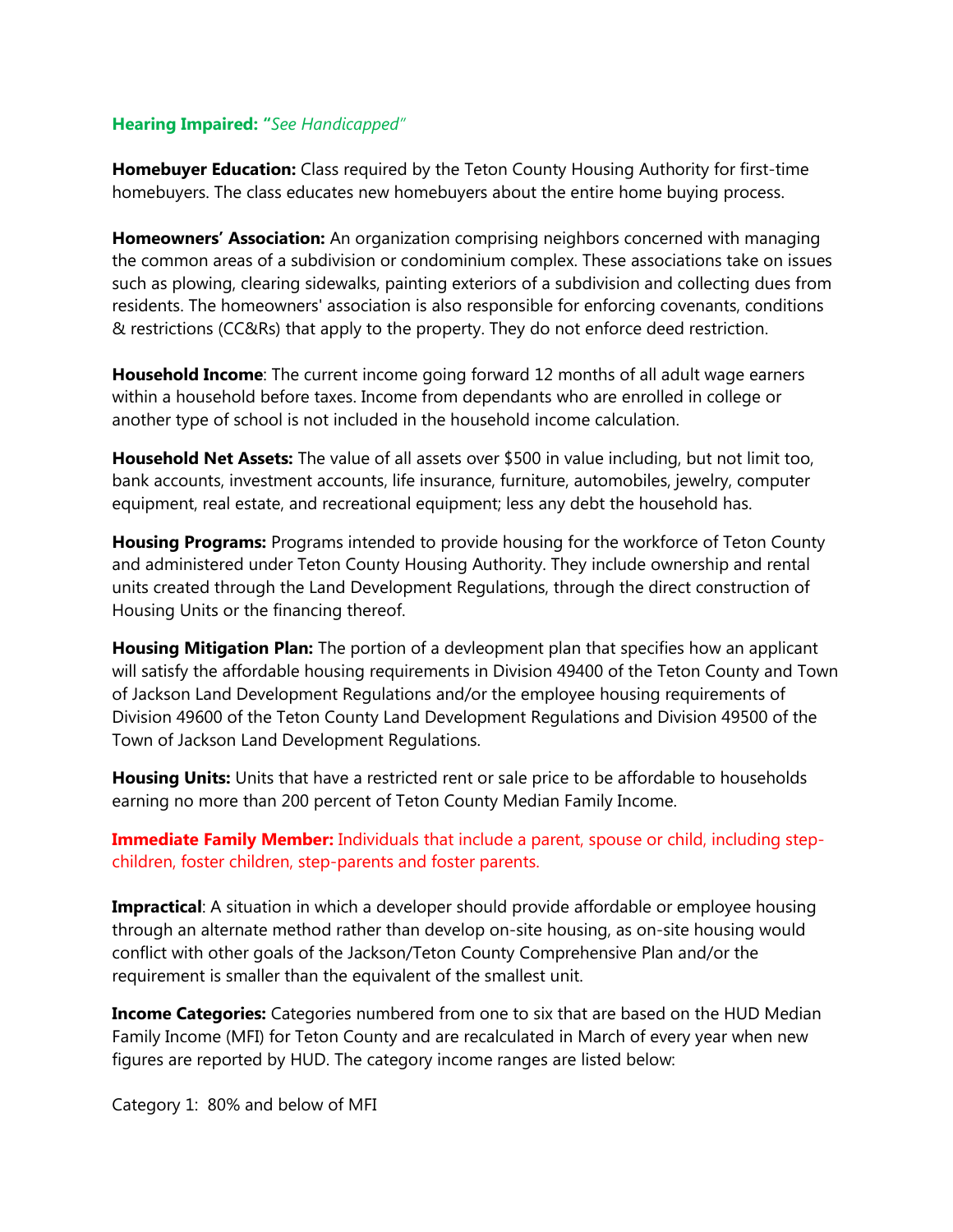**Hearing Impaired: "***See Handicapped"*

**Homebuyer Education:** Class required by the Teton County Housing Authority for first-time homebuyers. The class educates new homebuyers about the entire home buying process.

**Homeowners' Association:** An organization comprising neighbors concerned with managing the common areas of a subdivision or condominium complex. These associations take on issues such as plowing, clearing sidewalks, painting exteriors of a subdivision and collecting dues from residents. The homeowners' association is also responsible for enforcing covenants, conditions & restrictions (CC&Rs) that apply to the property. They do not enforce deed restriction.

**Household Income**: The current income going forward 12 months of all adult wage earners within a household before taxes. Income from dependants who are enrolled in college or another type of school is not included in the household income calculation.

**Household Net Assets:** The value of all assets over $500 in value including, but not limit too, bank accounts, investment accounts, life insurance, furniture, automobiles, jewelry, computer equipment, real estate, and recreational equipment; less any debt the household has.

**Housing Programs:** Programs intended to provide housing for the workforce of Teton County and administered under Teton County Housing Authority. They include ownership and rental units created through the Land Development Regulations, through the direct construction of Housing Units or the financing thereof.

**Housing Mitigation Plan:** The portion of a devleopment plan that specifies how an applicant will satisfy the affordable housing requirements in Division 49400 of the Teton County and Town of Jackson Land Development Regulations and/or the employee housing requirements of Division 49600 of the Teton County Land Development Regulations and Division 49500 of the Town of Jackson Land Development Regulations.

**Housing Units:** Units that have a restricted rent or sale price to be affordable to households earning no more than 200 percent of Teton County Median Family Income.

**Immediate Family Member:** Individuals that include a parent, spouse or child, including step-children, foster children, step-parents and foster parents.

**Impractical**: A situation in which a developer should provide affordable or employee housing through an alternate method rather than develop on-site housing, as on-site housing would conflict with other goals of the Jackson/Teton County Comprehensive Plan and/or the requirement is smaller than the equivalent of the smallest unit.

**Income Categories:** Categories numbered from one to six that are based on the HUD Median Family Income (MFI) for Teton County and are recalculated in March of every year when new figures are reported by HUD. The category income ranges are listed below:

Category 1: 80% and below of MFI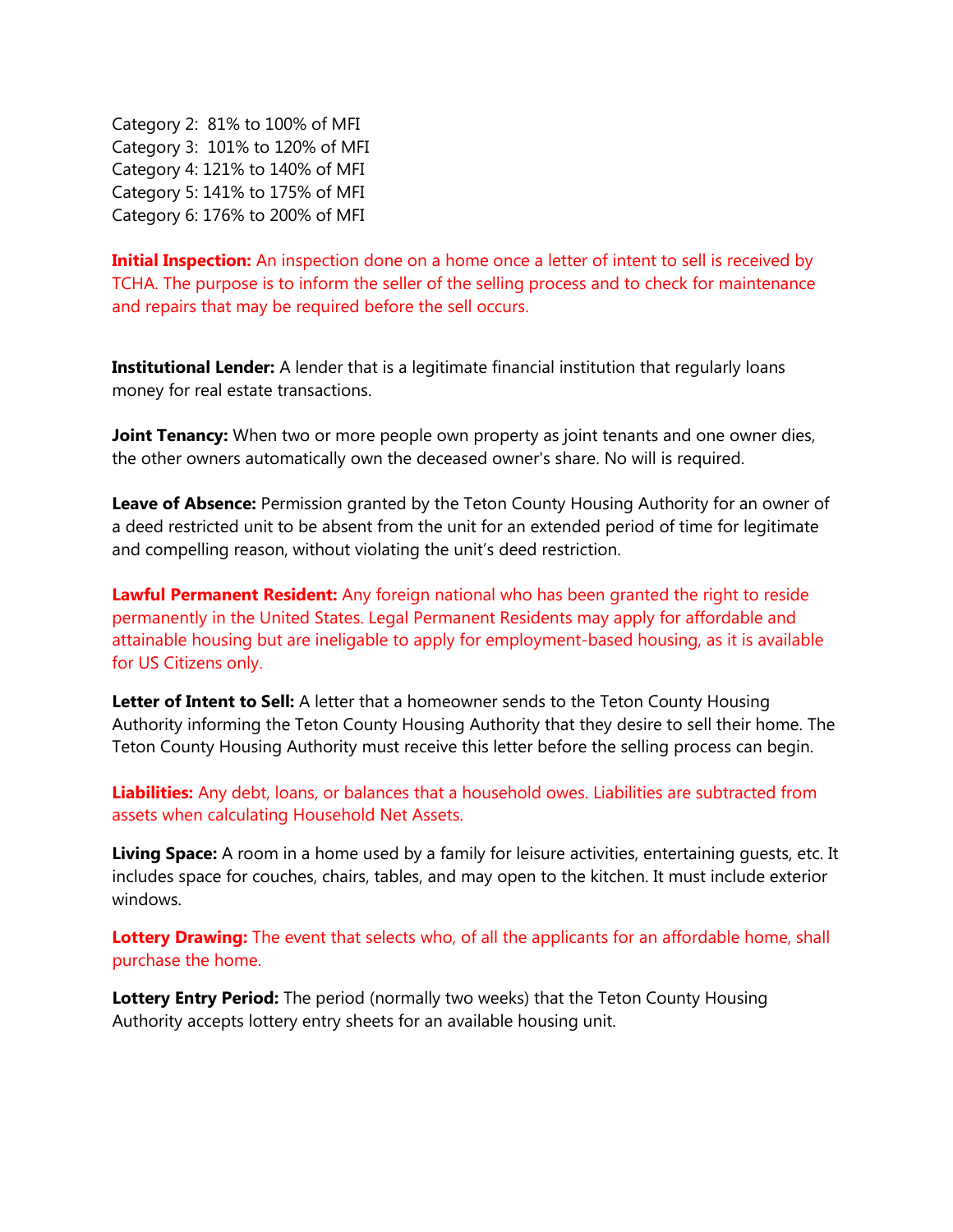Category 2:  81% to 100% of MFI
Category 3:  101% to 120% of MFI
Category 4: 121% to 140% of MFI
Category 5: 141% to 175% of MFI
Category 6: 176% to 200% of MFI

**Initial Inspection:** An inspection done on a home once a letter of intent to sell is received by TCHA. The purpose is to inform the seller of the selling process and to check for maintenance and repairs that may be required before the sell occurs.

**Institutional Lender:** A lender that is a legitimate financial institution that regularly loans money for real estate transactions.

**Joint Tenancy:** When two or more people own property as joint tenants and one owner dies, the other owners automatically own the deceased owner's share. No will is required.

**Leave of Absence:** Permission granted by the Teton County Housing Authority for an owner of a deed restricted unit to be absent from the unit for an extended period of time for legitimate and compelling reason, without violating the unit's deed restriction.

**Lawful Permanent Resident:** Any foreign national who has been granted the right to reside permanently in the United States. Legal Permanent Residents may apply for affordable and attainable housing but are ineligable to apply for employment-based housing, as it is available for US Citizens only.

**Letter of Intent to Sell:** A letter that a homeowner sends to the Teton County Housing Authority informing the Teton County Housing Authority that they desire to sell their home. The Teton County Housing Authority must receive this letter before the selling process can begin.

**Liabilities:** Any debt, loans, or balances that a household owes. Liabilities are subtracted from assets when calculating Household Net Assets.

**Living Space:** A room in a home used by a family for leisure activities, entertaining guests, etc. It includes space for couches, chairs, tables, and may open to the kitchen. It must include exterior windows.

**Lottery Drawing:** The event that selects who, of all the applicants for an affordable home, shall purchase the home.

**Lottery Entry Period:** The period (normally two weeks) that the Teton County Housing Authority accepts lottery entry sheets for an available housing unit.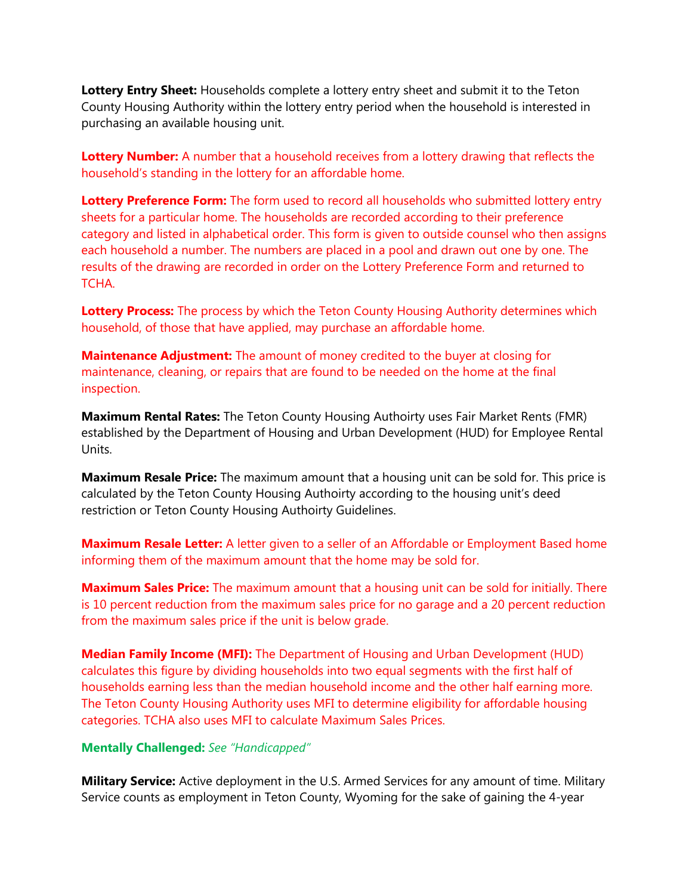**Lottery Entry Sheet:** Households complete a lottery entry sheet and submit it to the Teton County Housing Authority within the lottery entry period when the household is interested in purchasing an available housing unit.

**Lottery Number:** A number that a household receives from a lottery drawing that reflects the household's standing in the lottery for an affordable home.

**Lottery Preference Form:** The form used to record all households who submitted lottery entry sheets for a particular home. The households are recorded according to their preference category and listed in alphabetical order. This form is given to outside counsel who then assigns each household a number. The numbers are placed in a pool and drawn out one by one. The results of the drawing are recorded in order on the Lottery Preference Form and returned to TCHA.

**Lottery Process:** The process by which the Teton County Housing Authority determines which household, of those that have applied, may purchase an affordable home.

**Maintenance Adjustment:** The amount of money credited to the buyer at closing for maintenance, cleaning, or repairs that are found to be needed on the home at the final inspection.

**Maximum Rental Rates:** The Teton County Housing Authoirty uses Fair Market Rents (FMR) established by the Department of Housing and Urban Development (HUD) for Employee Rental Units.

**Maximum Resale Price:** The maximum amount that a housing unit can be sold for. This price is calculated by the Teton County Housing Authoirty according to the housing unit's deed restriction or Teton County Housing Authoirty Guidelines.

**Maximum Resale Letter:** A letter given to a seller of an Affordable or Employment Based home informing them of the maximum amount that the home may be sold for.

**Maximum Sales Price:** The maximum amount that a housing unit can be sold for initially. There is 10 percent reduction from the maximum sales price for no garage and a 20 percent reduction from the maximum sales price if the unit is below grade.

**Median Family Income (MFI):** The Department of Housing and Urban Development (HUD) calculates this figure by dividing households into two equal segments with the first half of households earning less than the median household income and the other half earning more. The Teton County Housing Authority uses MFI to determine eligibility for affordable housing categories. TCHA also uses MFI to calculate Maximum Sales Prices.

**Mentally Challenged:** *See "Handicapped"*

**Military Service:** Active deployment in the U.S. Armed Services for any amount of time. Military Service counts as employment in Teton County, Wyoming for the sake of gaining the 4-year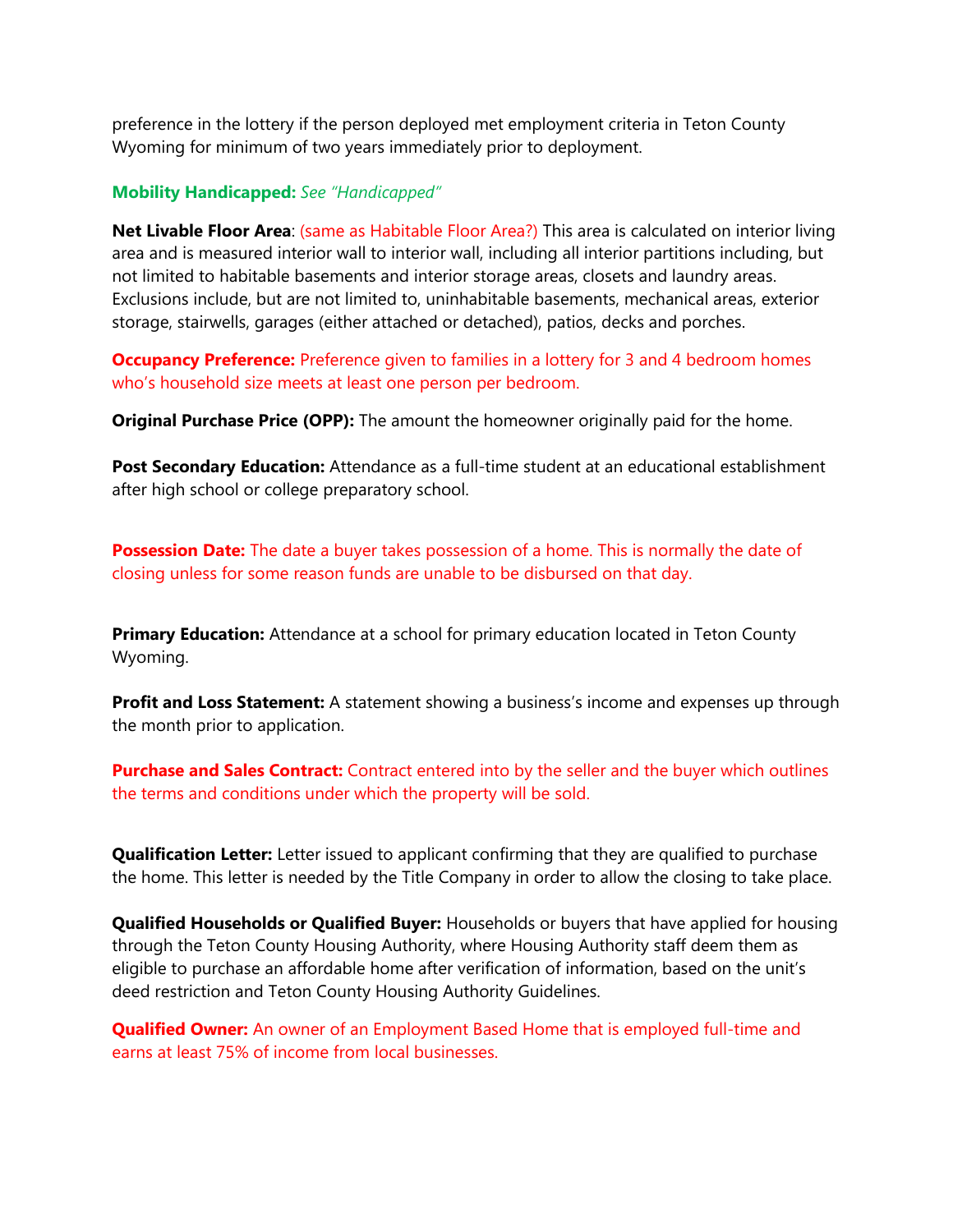preference in the lottery if the person deployed met employment criteria in Teton County Wyoming for minimum of two years immediately prior to deployment.

**Mobility Handicapped:** *See "Handicapped"*

**Net Livable Floor Area**: (same as Habitable Floor Area?) This area is calculated on interior living area and is measured interior wall to interior wall, including all interior partitions including, but not limited to habitable basements and interior storage areas, closets and laundry areas. Exclusions include, but are not limited to, uninhabitable basements, mechanical areas, exterior storage, stairwells, garages (either attached or detached), patios, decks and porches.

**Occupancy Preference:** Preference given to families in a lottery for 3 and 4 bedroom homes who's household size meets at least one person per bedroom.

**Original Purchase Price (OPP):** The amount the homeowner originally paid for the home.

**Post Secondary Education:** Attendance as a full-time student at an educational establishment after high school or college preparatory school.

**Possession Date:** The date a buyer takes possession of a home. This is normally the date of closing unless for some reason funds are unable to be disbursed on that day.

**Primary Education:** Attendance at a school for primary education located in Teton County Wyoming.

**Profit and Loss Statement:** A statement showing a business's income and expenses up through the month prior to application.

**Purchase and Sales Contract:** Contract entered into by the seller and the buyer which outlines the terms and conditions under which the property will be sold.

**Qualification Letter:** Letter issued to applicant confirming that they are qualified to purchase the home. This letter is needed by the Title Company in order to allow the closing to take place.

**Qualified Households or Qualified Buyer:** Households or buyers that have applied for housing through the Teton County Housing Authority, where Housing Authority staff deem them as eligible to purchase an affordable home after verification of information, based on the unit's deed restriction and Teton County Housing Authority Guidelines.

**Qualified Owner:** An owner of an Employment Based Home that is employed full-time and earns at least 75% of income from local businesses.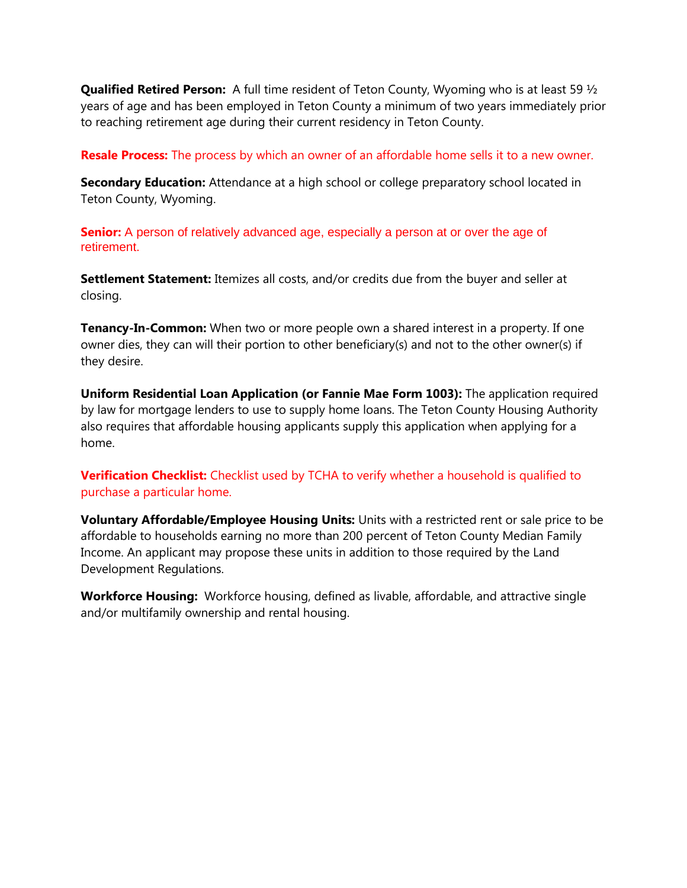**Qualified Retired Person:** A full time resident of Teton County, Wyoming who is at least 59 ½ years of age and has been employed in Teton County a minimum of two years immediately prior to reaching retirement age during their current residency in Teton County.

**Resale Process:** The process by which an owner of an affordable home sells it to a new owner.

**Secondary Education:** Attendance at a high school or college preparatory school located in Teton County, Wyoming.

**Senior:** A person of relatively advanced age, especially a person at or over the age of retirement.

**Settlement Statement:** Itemizes all costs, and/or credits due from the buyer and seller at closing.

**Tenancy-In-Common:** When two or more people own a shared interest in a property. If one owner dies, they can will their portion to other beneficiary(s) and not to the other owner(s) if they desire.

**Uniform Residential Loan Application (or Fannie Mae Form 1003):** The application required by law for mortgage lenders to use to supply home loans. The Teton County Housing Authority also requires that affordable housing applicants supply this application when applying for a home.

**Verification Checklist:** Checklist used by TCHA to verify whether a household is qualified to purchase a particular home.

**Voluntary Affordable/Employee Housing Units:** Units with a restricted rent or sale price to be affordable to households earning no more than 200 percent of Teton County Median Family Income. An applicant may propose these units in addition to those required by the Land Development Regulations.

**Workforce Housing:** Workforce housing, defined as livable, affordable, and attractive single and/or multifamily ownership and rental housing.